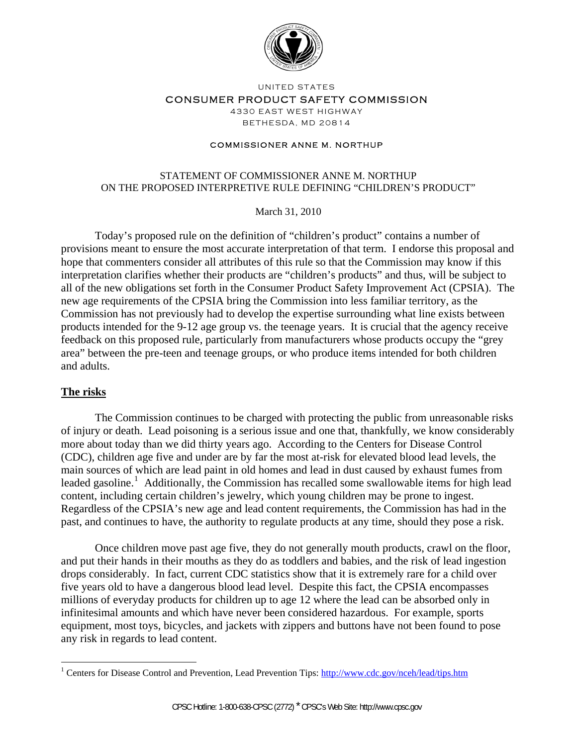UNITED STATES

CONSUMER PRODUCT SAFETY COMMISSION

4330 EAST WEST HIGHWAY

BETHESDA, MD 20814

COMMISSIONER ANNE M. NORTHUP

# STATEMENT OF COMMISSIONER ANNE M. NORTHUP ON THE PROPOSED INTERPRETIVE RULE DEFINING "CHILDREN'S PRODUCT"

March 31, 2010

Today's proposed rule on the definition of "children's product" contains a number of provisions meant to ensure the most accurate interpretation of that term. I endorse this proposal and hope that commenters consider all attributes of this rule so that the Commission may know if this interpretation clarifies whether their products are "children's products" and thus, will be subject to all of the new obligations set forth in the Consumer Product Safety Improvement Act (CPSIA). The new age requirements of the CPSIA bring the Commission into less familiar territory, as the Commission has not previously had to develop the expertise surrounding what line exists between products intended for the 9-12 age group vs. the teenage years. It is crucial that the agency receive feedback on this proposed rule, particularly from manufacturers whose products occupy the "grey area" between the pre-teen and teenage groups, or who produce items intended for both children and adults.

## The risks

The Commission continues to be charged with protecting the public from unreasonable risks of injury or death. Lead poisoning is a serious issue and one that, thankfully, we know considerably more about today than we did thirty years ago. According to the Centers for Disease Control (CDC), children age five and under are by far the most at-risk for elevated blood lead levels, the main sources of which are lead paint in old homes and lead in dust caused by exhaust fumes from leaded gasoline.[1] Additionally, the Commission has recalled some swallowable items for high lead content, including certain children's jewelry, which young children may be prone to ingest. Regardless of the CPSIA's new age and lead content requirements, the Commission has had in the past, and continues to have, the authority to regulate products at any time, should they pose a risk.

Once children move past age five, they do not generally mouth products, crawl on the floor, and put their hands in their mouths as they do as toddlers and babies, and the risk of lead ingestion drops considerably. In fact, current CDC statistics show that it is extremely rare for a child over five years old to have a dangerous blood lead level. Despite this fact, the CPSIA encompasses millions of everyday products for children up to age 12 where the lead can be absorbed only in infinitesimal amounts and which have never been considered hazardous. For example, sports equipment, most toys, bicycles, and jackets with zippers and buttons have not been found to pose any risk in regards to lead content.

---

[1] Centers for Disease Control and Prevention, Lead Prevention Tips: http://www.cdc.gov/nceh/lead/tips.htm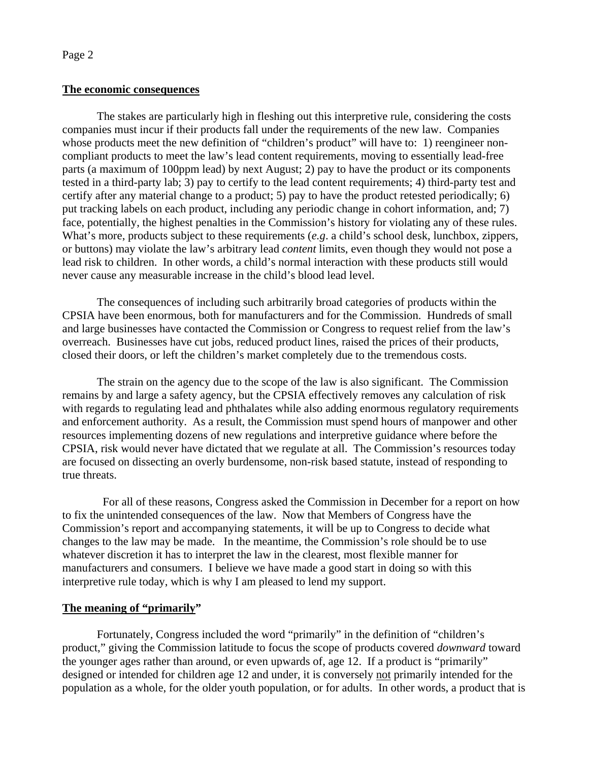## The economic consequences

The stakes are particularly high in fleshing out this interpretive rule, considering the costs companies must incur if their products fall under the requirements of the new law. Companies whose products meet the new definition of "children's product" will have to: 1) reengineer non-compliant products to meet the law's lead content requirements, moving to essentially lead-free parts (a maximum of 100ppm lead) by next August; 2) pay to have the product or its components tested in a third-party lab; 3) pay to certify to the lead content requirements; 4) third-party test and certify after any material change to a product; 5) pay to have the product retested periodically; 6) put tracking labels on each product, including any periodic change in cohort information, and; 7) face, potentially, the highest penalties in the Commission's history for violating any of these rules. What's more, products subject to these requirements (*e.g*. a child's school desk, lunchbox, zippers, or buttons) may violate the law's arbitrary lead *content* limits, even though they would not pose a lead risk to children. In other words, a child's normal interaction with these products still would never cause any measurable increase in the child's blood lead level.

The consequences of including such arbitrarily broad categories of products within the CPSIA have been enormous, both for manufacturers and for the Commission. Hundreds of small and large businesses have contacted the Commission or Congress to request relief from the law's overreach. Businesses have cut jobs, reduced product lines, raised the prices of their products, closed their doors, or left the children's market completely due to the tremendous costs.

The strain on the agency due to the scope of the law is also significant. The Commission remains by and large a safety agency, but the CPSIA effectively removes any calculation of risk with regards to regulating lead and phthalates while also adding enormous regulatory requirements and enforcement authority. As a result, the Commission must spend hours of manpower and other resources implementing dozens of new regulations and interpretive guidance where before the CPSIA, risk would never have dictated that we regulate at all. The Commission's resources today are focused on dissecting an overly burdensome, non-risk based statute, instead of responding to true threats.

For all of these reasons, Congress asked the Commission in December for a report on how to fix the unintended consequences of the law. Now that Members of Congress have the Commission's report and accompanying statements, it will be up to Congress to decide what changes to the law may be made. In the meantime, the Commission's role should be to use whatever discretion it has to interpret the law in the clearest, most flexible manner for manufacturers and consumers. I believe we have made a good start in doing so with this interpretive rule today, which is why I am pleased to lend my support.

## The meaning of "primarily"

Fortunately, Congress included the word "primarily" in the definition of "children's product," giving the Commission latitude to focus the scope of products covered *downward* toward the younger ages rather than around, or even upwards of, age 12. If a product is "primarily" designed or intended for children age 12 and under, it is conversely not primarily intended for the population as a whole, for the older youth population, or for adults. In other words, a product that is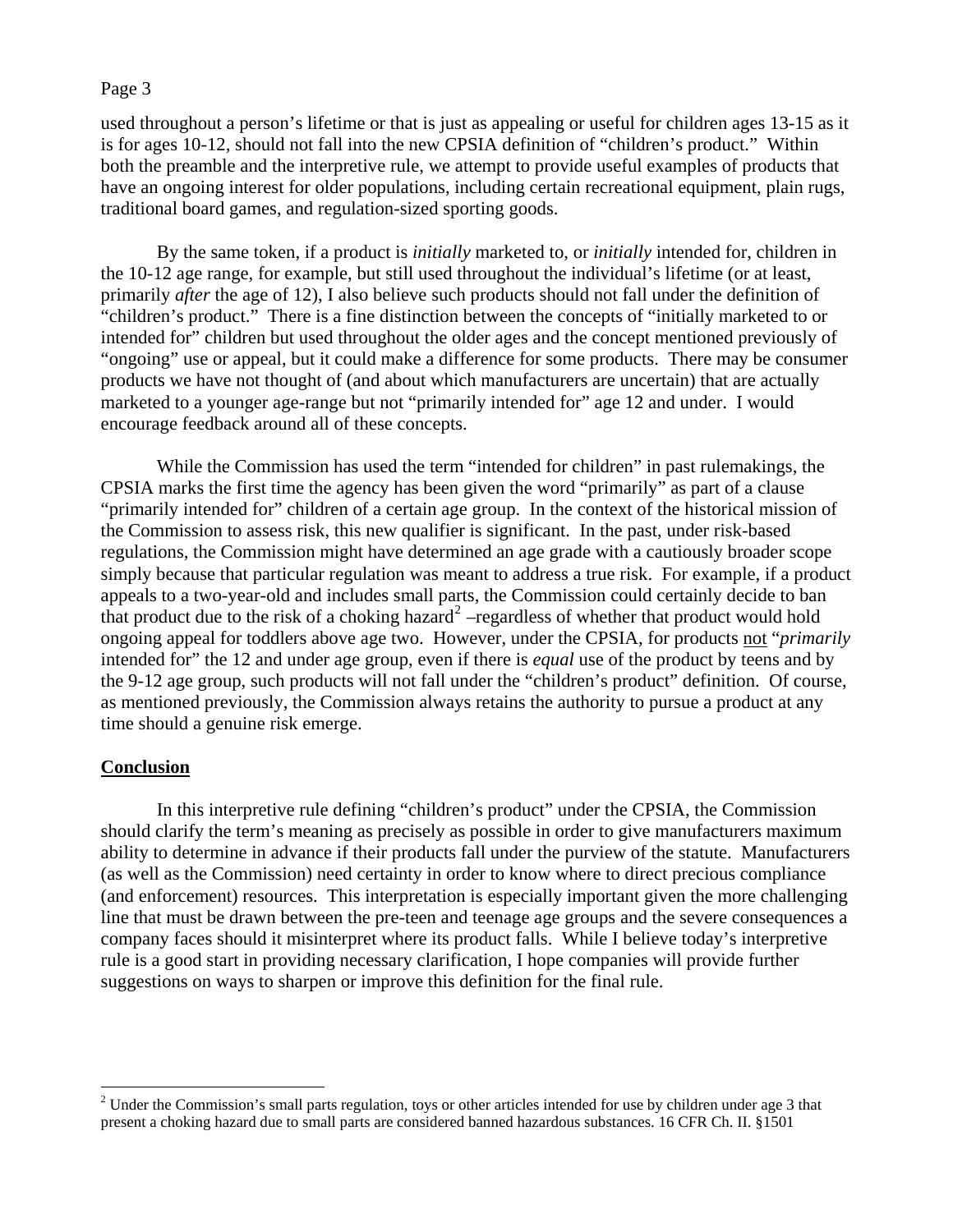used throughout a person's lifetime or that is just as appealing or useful for children ages 13-15 as it is for ages 10-12, should not fall into the new CPSIA definition of "children's product." Within both the preamble and the interpretive rule, we attempt to provide useful examples of products that have an ongoing interest for older populations, including certain recreational equipment, plain rugs, traditional board games, and regulation-sized sporting goods.

By the same token, if a product is *initially* marketed to, or *initially* intended for, children in the 10-12 age range, for example, but still used throughout the individual's lifetime (or at least, primarily *after* the age of 12), I also believe such products should not fall under the definition of "children's product." There is a fine distinction between the concepts of "initially marketed to or intended for" children but used throughout the older ages and the concept mentioned previously of "ongoing" use or appeal, but it could make a difference for some products. There may be consumer products we have not thought of (and about which manufacturers are uncertain) that are actually marketed to a younger age-range but not "primarily intended for" age 12 and under. I would encourage feedback around all of these concepts.

While the Commission has used the term "intended for children" in past rulemakings, the CPSIA marks the first time the agency has been given the word "primarily" as part of a clause "primarily intended for" children of a certain age group. In the context of the historical mission of the Commission to assess risk, this new qualifier is significant. In the past, under risk-based regulations, the Commission might have determined an age grade with a cautiously broader scope simply because that particular regulation was meant to address a true risk. For example, if a product appeals to a two-year-old and includes small parts, the Commission could certainly decide to ban that product due to the risk of a choking hazard[2] –regardless of whether that product would hold ongoing appeal for toddlers above age two. However, under the CPSIA, for products not "*primarily* intended for" the 12 and under age group, even if there is *equal* use of the product by teens and by the 9-12 age group, such products will not fall under the "children's product" definition. Of course, as mentioned previously, the Commission always retains the authority to pursue a product at any time should a genuine risk emerge.

## Conclusion

In this interpretive rule defining "children's product" under the CPSIA, the Commission should clarify the term's meaning as precisely as possible in order to give manufacturers maximum ability to determine in advance if their products fall under the purview of the statute. Manufacturers (as well as the Commission) need certainty in order to know where to direct precious compliance (and enforcement) resources. This interpretation is especially important given the more challenging line that must be drawn between the pre-teen and teenage age groups and the severe consequences a company faces should it misinterpret where its product falls. While I believe today's interpretive rule is a good start in providing necessary clarification, I hope companies will provide further suggestions on ways to sharpen or improve this definition for the final rule.

[2] Under the Commission's small parts regulation, toys or other articles intended for use by children under age 3 that present a choking hazard due to small parts are considered banned hazardous substances. 16 CFR Ch. II. §1501